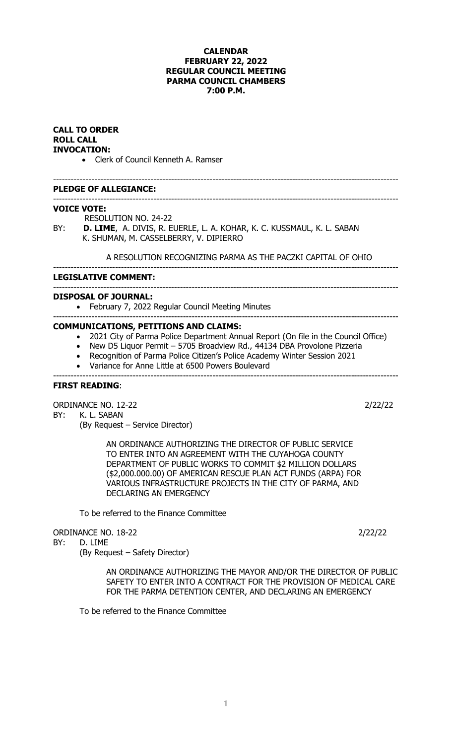**CALENDAR**
**FEBRUARY 22, 2022**
**REGULAR COUNCIL MEETING**
**PARMA COUNCIL CHAMBERS**
**7:00 P.M.**

**CALL TO ORDER**
**ROLL CALL**
**INVOCATION:**

- Clerk of Council Kenneth A. Ramser

---

**PLEDGE OF ALLEGIANCE:**

---

**VOICE VOTE:**

RESOLUTION NO. 24-22

BY: **D. LIME**, A. DIVIS, R. EUERLE, L. A. KOHAR, K. C. KUSSMAUL, K. L. SABAN K. SHUMAN, M. CASSELBERRY, V. DIPIERRO

A RESOLUTION RECOGNIZING PARMA AS THE PACZKI CAPITAL OF OHIO

---

**LEGISLATIVE COMMENT:**

---

**DISPOSAL OF JOURNAL:**

- February 7, 2022 Regular Council Meeting Minutes

---

**COMMUNICATIONS, PETITIONS AND CLAIMS:**

- 2021 City of Parma Police Department Annual Report (On file in the Council Office)
- New D5 Liquor Permit – 5705 Broadview Rd., 44134 DBA Provolone Pizzeria
- Recognition of Parma Police Citizen's Police Academy Winter Session 2021
- Variance for Anne Little at 6500 Powers Boulevard

---

**FIRST READING**:

ORDINANCE NO. 12-22 2/22/22

BY: K. L. SABAN
(By Request – Service Director)

AN ORDINANCE AUTHORIZING THE DIRECTOR OF PUBLIC SERVICE TO ENTER INTO AN AGREEMENT WITH THE CUYAHOGA COUNTY DEPARTMENT OF PUBLIC WORKS TO COMMIT $2 MILLION DOLLARS ($2,000.000.00) OF AMERICAN RESCUE PLAN ACT FUNDS (ARPA) FOR VARIOUS INFRASTRUCTURE PROJECTS IN THE CITY OF PARMA, AND DECLARING AN EMERGENCY

To be referred to the Finance Committee

ORDINANCE NO. 18-22 2/22/22

BY: D. LIME
(By Request – Safety Director)

AN ORDINANCE AUTHORIZING THE MAYOR AND/OR THE DIRECTOR OF PUBLIC SAFETY TO ENTER INTO A CONTRACT FOR THE PROVISION OF MEDICAL CARE FOR THE PARMA DETENTION CENTER, AND DECLARING AN EMERGENCY

To be referred to the Finance Committee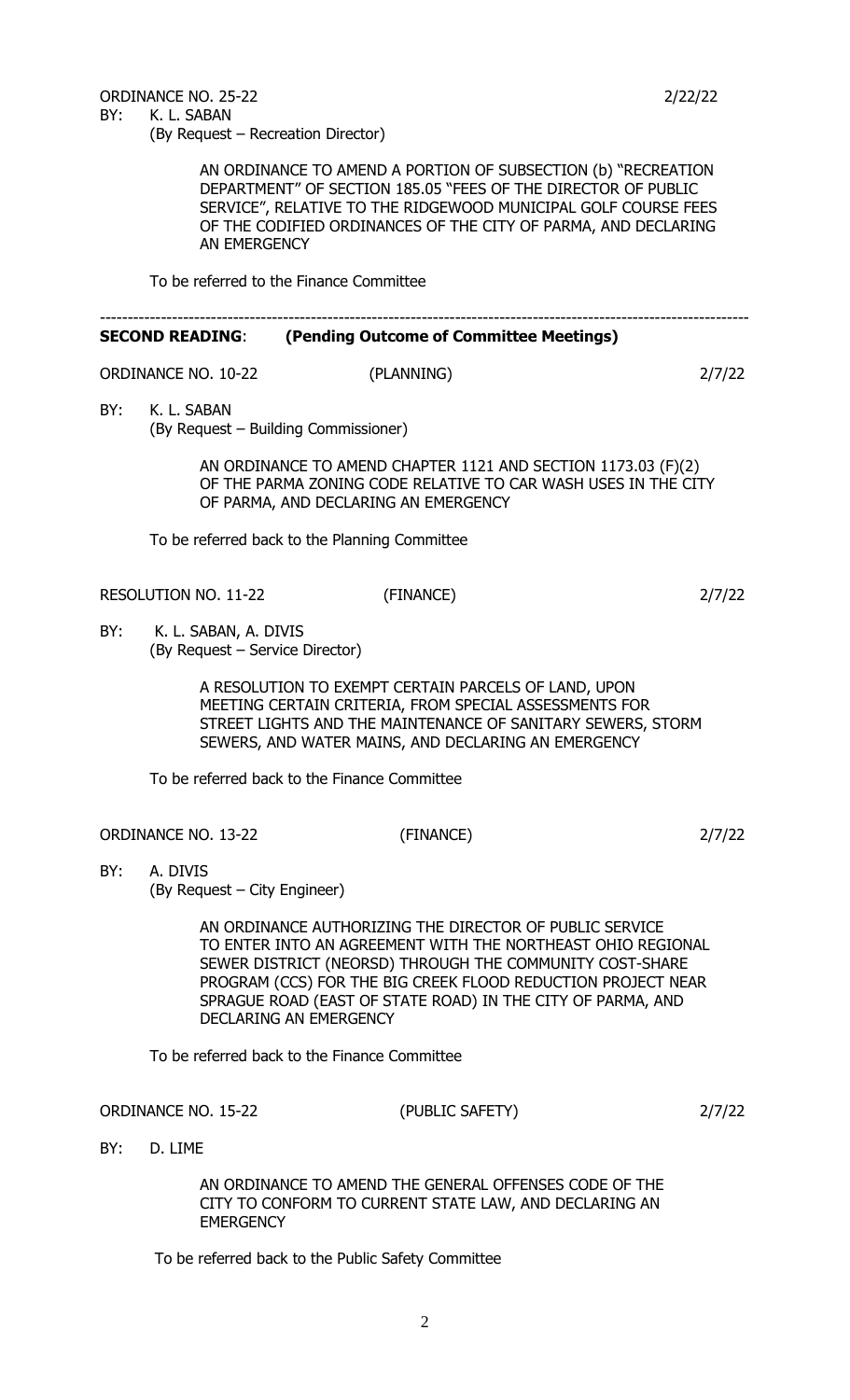ORDINANCE NO. 25-22 2/22/22

BY: K. L. SABAN
(By Request – Recreation Director)

AN ORDINANCE TO AMEND A PORTION OF SUBSECTION (b) "RECREATION DEPARTMENT" OF SECTION 185.05 "FEES OF THE DIRECTOR OF PUBLIC SERVICE", RELATIVE TO THE RIDGEWOOD MUNICIPAL GOLF COURSE FEES OF THE CODIFIED ORDINANCES OF THE CITY OF PARMA, AND DECLARING AN EMERGENCY

To be referred to the Finance Committee

---

**SECOND READING**: **(Pending Outcome of Committee Meetings)**

ORDINANCE NO. 10-22 (PLANNING) 2/7/22

BY: K. L. SABAN
(By Request – Building Commissioner)

AN ORDINANCE TO AMEND CHAPTER 1121 AND SECTION 1173.03 (F)(2) OF THE PARMA ZONING CODE RELATIVE TO CAR WASH USES IN THE CITY OF PARMA, AND DECLARING AN EMERGENCY

To be referred back to the Planning Committee

RESOLUTION NO. 11-22 (FINANCE) 2/7/22

BY: K. L. SABAN, A. DIVIS
(By Request – Service Director)

A RESOLUTION TO EXEMPT CERTAIN PARCELS OF LAND, UPON MEETING CERTAIN CRITERIA, FROM SPECIAL ASSESSMENTS FOR STREET LIGHTS AND THE MAINTENANCE OF SANITARY SEWERS, STORM SEWERS, AND WATER MAINS, AND DECLARING AN EMERGENCY

To be referred back to the Finance Committee

ORDINANCE NO. 13-22 (FINANCE) 2/7/22

BY: A. DIVIS
(By Request – City Engineer)

AN ORDINANCE AUTHORIZING THE DIRECTOR OF PUBLIC SERVICE TO ENTER INTO AN AGREEMENT WITH THE NORTHEAST OHIO REGIONAL SEWER DISTRICT (NEORSD) THROUGH THE COMMUNITY COST-SHARE PROGRAM (CCS) FOR THE BIG CREEK FLOOD REDUCTION PROJECT NEAR SPRAGUE ROAD (EAST OF STATE ROAD) IN THE CITY OF PARMA, AND DECLARING AN EMERGENCY

To be referred back to the Finance Committee

ORDINANCE NO. 15-22 (PUBLIC SAFETY) 2/7/22

BY: D. LIME

AN ORDINANCE TO AMEND THE GENERAL OFFENSES CODE OF THE CITY TO CONFORM TO CURRENT STATE LAW, AND DECLARING AN EMERGENCY

To be referred back to the Public Safety Committee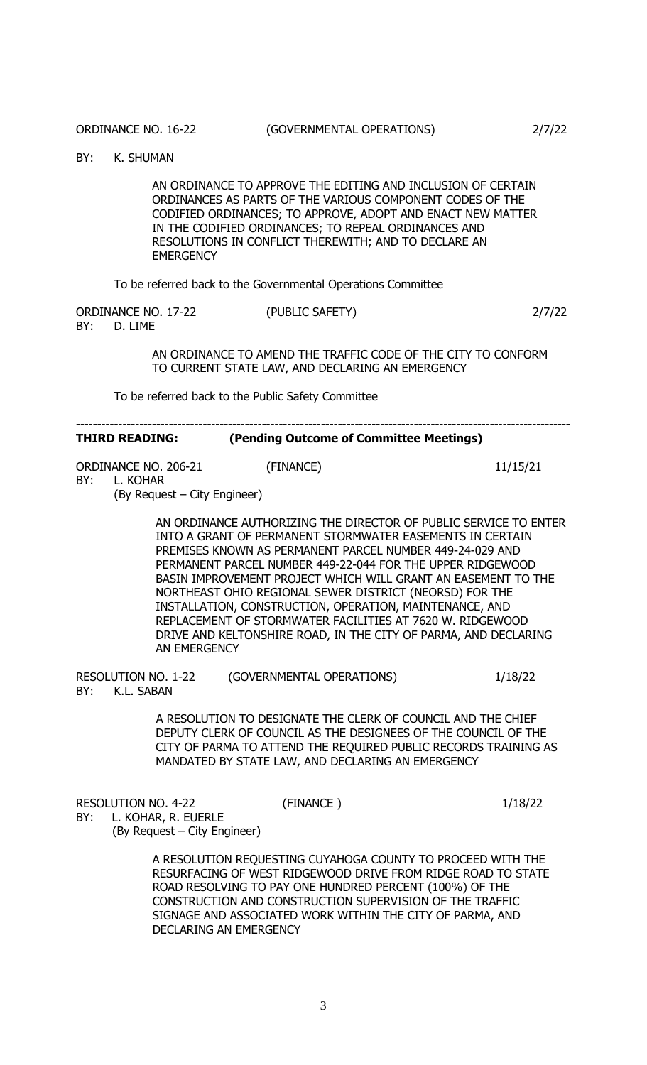ORDINANCE NO. 16-22 (GOVERNMENTAL OPERATIONS) 2/7/22

BY: K. SHUMAN

AN ORDINANCE TO APPROVE THE EDITING AND INCLUSION OF CERTAIN ORDINANCES AS PARTS OF THE VARIOUS COMPONENT CODES OF THE CODIFIED ORDINANCES; TO APPROVE, ADOPT AND ENACT NEW MATTER IN THE CODIFIED ORDINANCES; TO REPEAL ORDINANCES AND RESOLUTIONS IN CONFLICT THEREWITH; AND TO DECLARE AN EMERGENCY

To be referred back to the Governmental Operations Committee

ORDINANCE NO. 17-22 (PUBLIC SAFETY) 2/7/22

BY: D. LIME

AN ORDINANCE TO AMEND THE TRAFFIC CODE OF THE CITY TO CONFORM TO CURRENT STATE LAW, AND DECLARING AN EMERGENCY

To be referred back to the Public Safety Committee

---

**THIRD READING: (Pending Outcome of Committee Meetings)**

ORDINANCE NO. 206-21 (FINANCE) 11/15/21

BY: L. KOHAR

(By Request – City Engineer)

AN ORDINANCE AUTHORIZING THE DIRECTOR OF PUBLIC SERVICE TO ENTER INTO A GRANT OF PERMANENT STORMWATER EASEMENTS IN CERTAIN PREMISES KNOWN AS PERMANENT PARCEL NUMBER 449-24-029 AND PERMANENT PARCEL NUMBER 449-22-044 FOR THE UPPER RIDGEWOOD BASIN IMPROVEMENT PROJECT WHICH WILL GRANT AN EASEMENT TO THE NORTHEAST OHIO REGIONAL SEWER DISTRICT (NEORSD) FOR THE INSTALLATION, CONSTRUCTION, OPERATION, MAINTENANCE, AND REPLACEMENT OF STORMWATER FACILITIES AT 7620 W. RIDGEWOOD DRIVE AND KELTONSHIRE ROAD, IN THE CITY OF PARMA, AND DECLARING AN EMERGENCY

RESOLUTION NO. 1-22 (GOVERNMENTAL OPERATIONS) 1/18/22

BY: K.L. SABAN

A RESOLUTION TO DESIGNATE THE CLERK OF COUNCIL AND THE CHIEF DEPUTY CLERK OF COUNCIL AS THE DESIGNEES OF THE COUNCIL OF THE CITY OF PARMA TO ATTEND THE REQUIRED PUBLIC RECORDS TRAINING AS MANDATED BY STATE LAW, AND DECLARING AN EMERGENCY

RESOLUTION NO. 4-22 (FINANCE ) 1/18/22

BY: L. KOHAR, R. EUERLE

(By Request – City Engineer)

A RESOLUTION REQUESTING CUYAHOGA COUNTY TO PROCEED WITH THE RESURFACING OF WEST RIDGEWOOD DRIVE FROM RIDGE ROAD TO STATE ROAD RESOLVING TO PAY ONE HUNDRED PERCENT (100%) OF THE CONSTRUCTION AND CONSTRUCTION SUPERVISION OF THE TRAFFIC SIGNAGE AND ASSOCIATED WORK WITHIN THE CITY OF PARMA, AND DECLARING AN EMERGENCY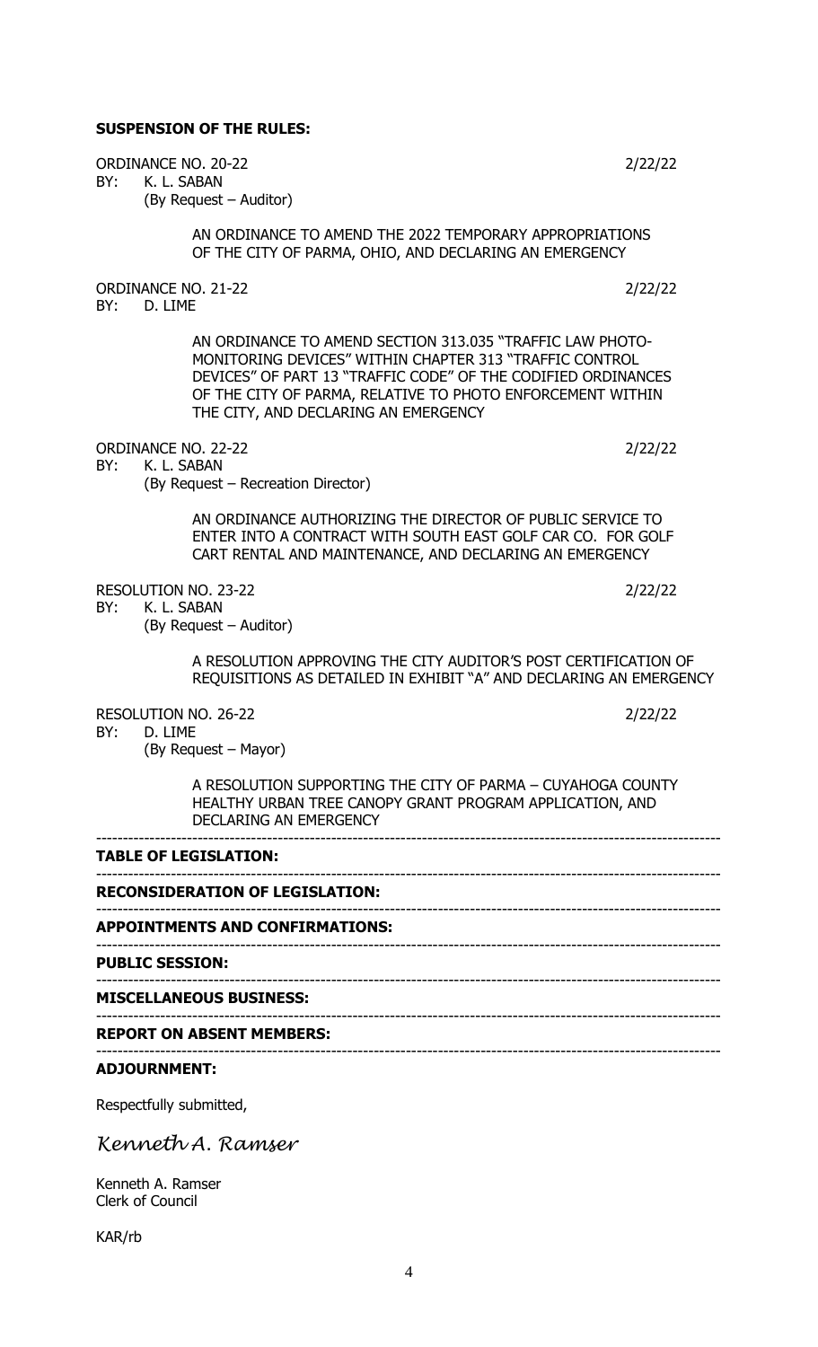**SUSPENSION OF THE RULES:**

ORDINANCE NO. 20-22 2/22/22
BY: K. L. SABAN
(By Request – Auditor)

AN ORDINANCE TO AMEND THE 2022 TEMPORARY APPROPRIATIONS OF THE CITY OF PARMA, OHIO, AND DECLARING AN EMERGENCY

ORDINANCE NO. 21-22 2/22/22
BY: D. LIME

AN ORDINANCE TO AMEND SECTION 313.035 "TRAFFIC LAW PHOTO-MONITORING DEVICES" WITHIN CHAPTER 313 "TRAFFIC CONTROL DEVICES" OF PART 13 "TRAFFIC CODE" OF THE CODIFIED ORDINANCES OF THE CITY OF PARMA, RELATIVE TO PHOTO ENFORCEMENT WITHIN THE CITY, AND DECLARING AN EMERGENCY

ORDINANCE NO. 22-22 2/22/22
BY: K. L. SABAN
(By Request – Recreation Director)

AN ORDINANCE AUTHORIZING THE DIRECTOR OF PUBLIC SERVICE TO ENTER INTO A CONTRACT WITH SOUTH EAST GOLF CAR CO. FOR GOLF CART RENTAL AND MAINTENANCE, AND DECLARING AN EMERGENCY

RESOLUTION NO. 23-22 2/22/22
BY: K. L. SABAN
(By Request – Auditor)

A RESOLUTION APPROVING THE CITY AUDITOR'S POST CERTIFICATION OF REQUISITIONS AS DETAILED IN EXHIBIT "A" AND DECLARING AN EMERGENCY

RESOLUTION NO. 26-22 2/22/22
BY: D. LIME
(By Request – Mayor)

A RESOLUTION SUPPORTING THE CITY OF PARMA – CUYAHOGA COUNTY HEALTHY URBAN TREE CANOPY GRANT PROGRAM APPLICATION, AND DECLARING AN EMERGENCY

---

**TABLE OF LEGISLATION:**

---

**RECONSIDERATION OF LEGISLATION:**

---

**APPOINTMENTS AND CONFIRMATIONS:**

---

**PUBLIC SESSION:**

---

**MISCELLANEOUS BUSINESS:**

---

**REPORT ON ABSENT MEMBERS:**

---

**ADJOURNMENT:**

Respectfully submitted,

*Kenneth A. Ramser*

Kenneth A. Ramser
Clerk of Council

KAR/rb